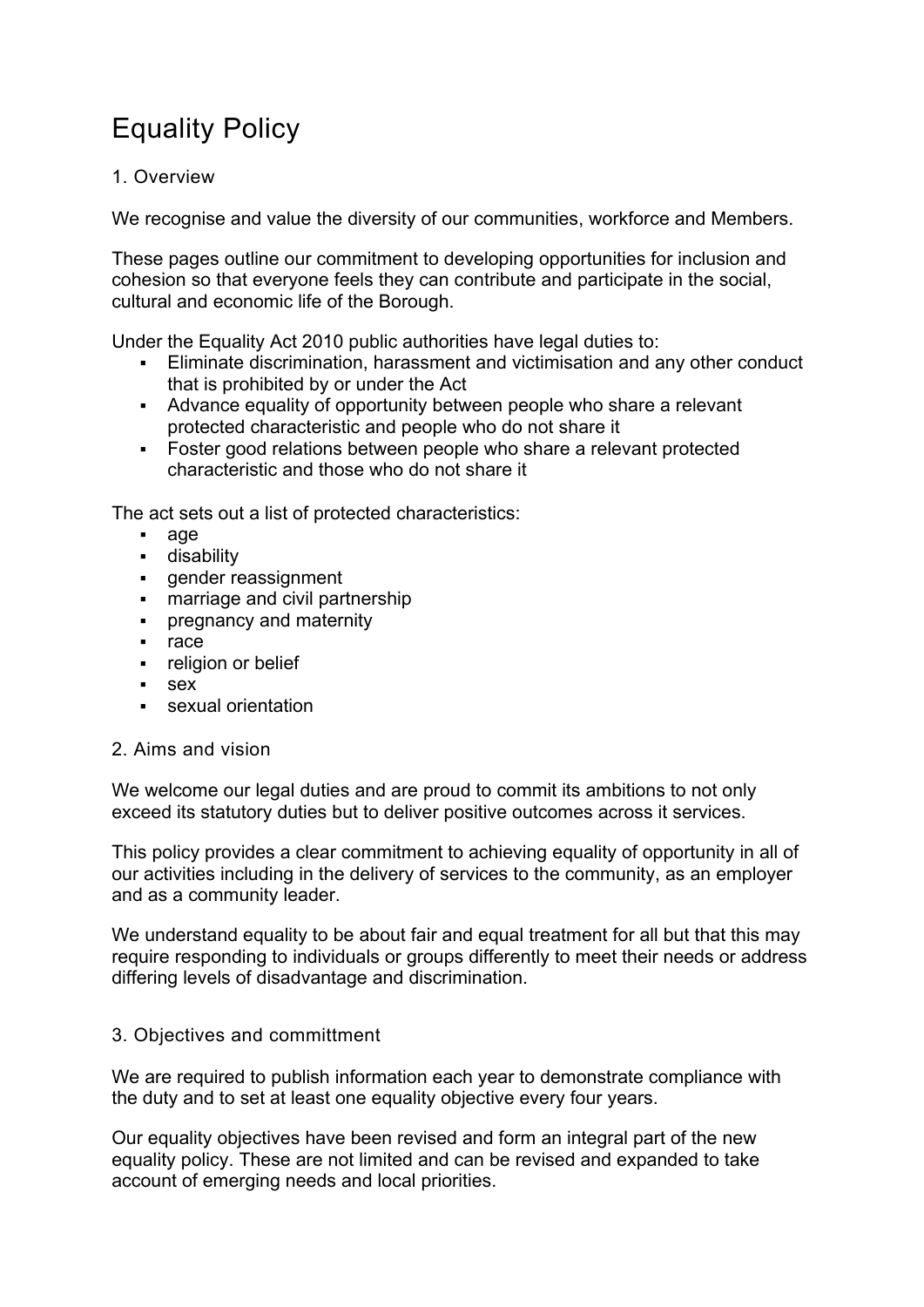# Equality Policy

## 1. Overview

We recognise and value the diversity of our communities, workforce and Members.

These pages outline our commitment to developing opportunities for inclusion and cohesion so that everyone feels they can contribute and participate in the social, cultural and economic life of the Borough.

Under the Equality Act 2010 public authorities have legal duties to:

- Eliminate discrimination, harassment and victimisation and any other conduct that is prohibited by or under the Act
- Advance equality of opportunity between people who share a relevant protected characteristic and people who do not share it
- Foster good relations between people who share a relevant protected characteristic and those who do not share it

The act sets out a list of protected characteristics:

- age
- disability
- gender reassignment
- marriage and civil partnership
- pregnancy and maternity
- race
- religion or belief
- sex
- sexual orientation

## 2. Aims and vision

We welcome our legal duties and are proud to commit its ambitions to not only exceed its statutory duties but to deliver positive outcomes across it services.

This policy provides a clear commitment to achieving equality of opportunity in all of our activities including in the delivery of services to the community, as an employer and as a community leader.

We understand equality to be about fair and equal treatment for all but that this may require responding to individuals or groups differently to meet their needs or address differing levels of disadvantage and discrimination.

## 3. Objectives and committment

We are required to publish information each year to demonstrate compliance with the duty and to set at least one equality objective every four years.

Our equality objectives have been revised and form an integral part of the new equality policy. These are not limited and can be revised and expanded to take account of emerging needs and local priorities.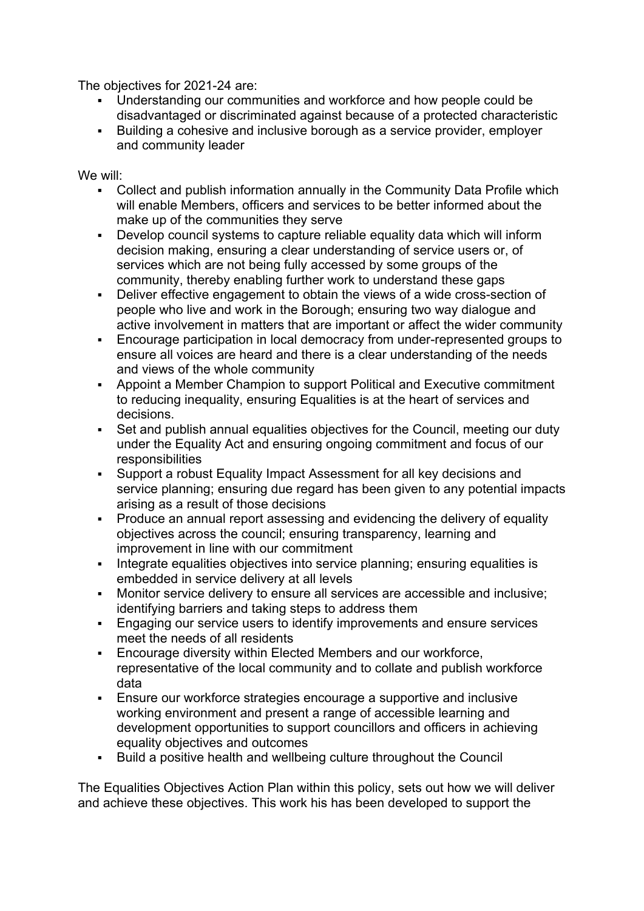The objectives for 2021-24 are:

- Understanding our communities and workforce and how people could be disadvantaged or discriminated against because of a protected characteristic
- Building a cohesive and inclusive borough as a service provider, employer and community leader

We will:

- Collect and publish information annually in the Community Data Profile which will enable Members, officers and services to be better informed about the make up of the communities they serve
- Develop council systems to capture reliable equality data which will inform decision making, ensuring a clear understanding of service users or, of services which are not being fully accessed by some groups of the community, thereby enabling further work to understand these gaps
- Deliver effective engagement to obtain the views of a wide cross-section of people who live and work in the Borough; ensuring two way dialogue and active involvement in matters that are important or affect the wider community
- Encourage participation in local democracy from under-represented groups to ensure all voices are heard and there is a clear understanding of the needs and views of the whole community
- Appoint a Member Champion to support Political and Executive commitment to reducing inequality, ensuring Equalities is at the heart of services and decisions.
- Set and publish annual equalities objectives for the Council, meeting our duty under the Equality Act and ensuring ongoing commitment and focus of our responsibilities
- Support a robust Equality Impact Assessment for all key decisions and service planning; ensuring due regard has been given to any potential impacts arising as a result of those decisions
- Produce an annual report assessing and evidencing the delivery of equality objectives across the council; ensuring transparency, learning and improvement in line with our commitment
- Integrate equalities objectives into service planning; ensuring equalities is embedded in service delivery at all levels
- Monitor service delivery to ensure all services are accessible and inclusive; identifying barriers and taking steps to address them
- Engaging our service users to identify improvements and ensure services meet the needs of all residents
- Encourage diversity within Elected Members and our workforce, representative of the local community and to collate and publish workforce data
- Ensure our workforce strategies encourage a supportive and inclusive working environment and present a range of accessible learning and development opportunities to support councillors and officers in achieving equality objectives and outcomes
- Build a positive health and wellbeing culture throughout the Council

The Equalities Objectives Action Plan within this policy, sets out how we will deliver and achieve these objectives. This work his has been developed to support the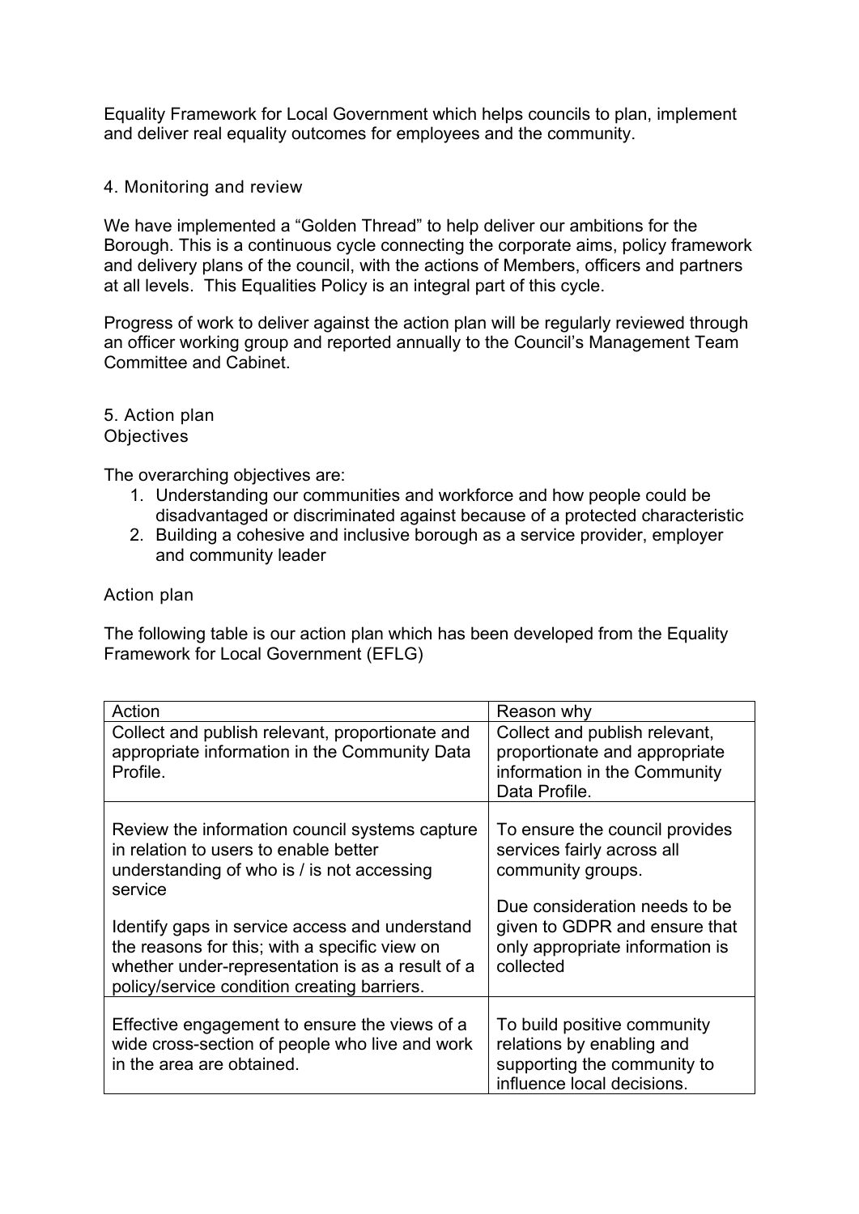Equality Framework for Local Government which helps councils to plan, implement and deliver real equality outcomes for employees and the community.

## 4. Monitoring and review

We have implemented a “Golden Thread” to help deliver our ambitions for the Borough. This is a continuous cycle connecting the corporate aims, policy framework and delivery plans of the council, with the actions of Members, officers and partners at all levels. This Equalities Policy is an integral part of this cycle.

Progress of work to deliver against the action plan will be regularly reviewed through an officer working group and reported annually to the Council’s Management Team Committee and Cabinet.

## 5. Action plan

### Objectives

The overarching objectives are:

1. Understanding our communities and workforce and how people could be disadvantaged or discriminated against because of a protected characteristic
2. Building a cohesive and inclusive borough as a service provider, employer and community leader

### Action plan

The following table is our action plan which has been developed from the Equality Framework for Local Government (EFLG)

| Action | Reason why |
|---|---|
| Collect and publish relevant, proportionate and appropriate information in the Community Data Profile. | Collect and publish relevant, proportionate and appropriate information in the Community Data Profile. |
| Review the information council systems capture in relation to users to enable better understanding of who is / is not accessing service<br><br>Identify gaps in service access and understand the reasons for this; with a specific view on whether under-representation is as a result of a policy/service condition creating barriers. | To ensure the council provides services fairly across all community groups.<br><br>Due consideration needs to be given to GDPR and ensure that only appropriate information is collected |
| Effective engagement to ensure the views of a wide cross-section of people who live and work in the area are obtained. | To build positive community relations by enabling and supporting the community to influence local decisions. |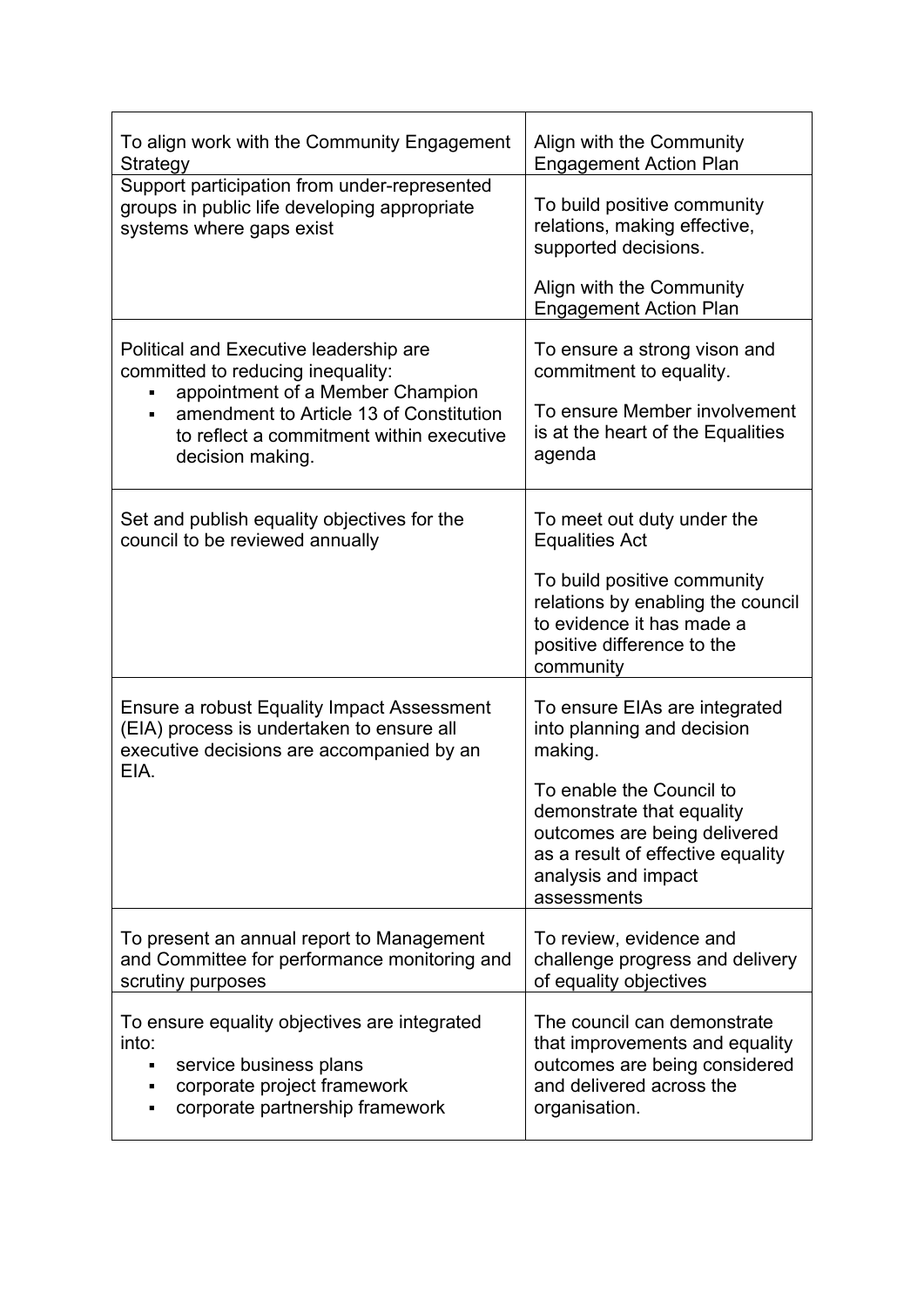| | |
|---|---|
| To align work with the Community Engagement Strategy | Align with the Community Engagement Action Plan |
| Support participation from under-represented groups in public life developing appropriate systems where gaps exist | To build positive community relations, making effective, supported decisions.<br><br>Align with the Community Engagement Action Plan |
| Political and Executive leadership are committed to reducing inequality:<br>▪ appointment of a Member Champion<br>▪ amendment to Article 13 of Constitution to reflect a commitment within executive decision making. | To ensure a strong vison and commitment to equality.<br><br>To ensure Member involvement is at the heart of the Equalities agenda |
| Set and publish equality objectives for the council to be reviewed annually | To meet out duty under the Equalities Act<br><br>To build positive community relations by enabling the council to evidence it has made a positive difference to the community |
| Ensure a robust Equality Impact Assessment (EIA) process is undertaken to ensure all executive decisions are accompanied by an EIA. | To ensure EIAs are integrated into planning and decision making.<br><br>To enable the Council to demonstrate that equality outcomes are being delivered as a result of effective equality analysis and impact assessments |
| To present an annual report to Management and Committee for performance monitoring and scrutiny purposes | To review, evidence and challenge progress and delivery of equality objectives |
| To ensure equality objectives are integrated into:<br>▪ service business plans<br>▪ corporate project framework<br>▪ corporate partnership framework | The council can demonstrate that improvements and equality outcomes are being considered and delivered across the organisation. |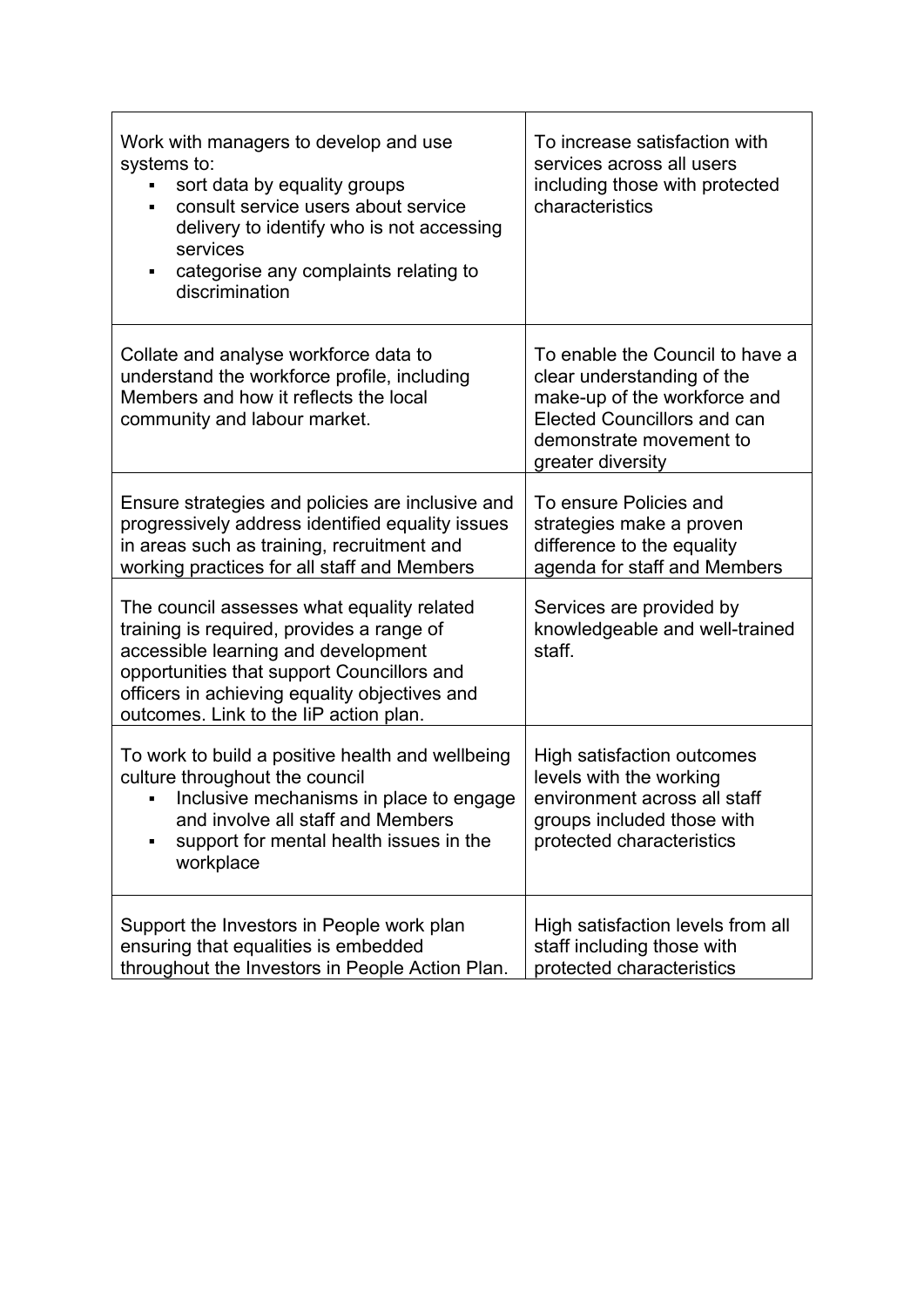| | |
|---|---|
| Work with managers to develop and use systems to:<br>▪ sort data by equality groups<br>▪ consult service users about service delivery to identify who is not accessing services<br>▪ categorise any complaints relating to discrimination | To increase satisfaction with services across all users including those with protected characteristics |
| Collate and analyse workforce data to understand the workforce profile, including Members and how it reflects the local community and labour market. | To enable the Council to have a clear understanding of the make-up of the workforce and Elected Councillors and can demonstrate movement to greater diversity |
| Ensure strategies and policies are inclusive and progressively address identified equality issues in areas such as training, recruitment and working practices for all staff and Members | To ensure Policies and strategies make a proven difference to the equality agenda for staff and Members |
| The council assesses what equality related training is required, provides a range of accessible learning and development opportunities that support Councillors and officers in achieving equality objectives and outcomes. Link to the IiP action plan. | Services are provided by knowledgeable and well-trained staff. |
| To work to build a positive health and wellbeing culture throughout the council<br>▪ Inclusive mechanisms in place to engage and involve all staff and Members<br>▪ support for mental health issues in the workplace | High satisfaction outcomes levels with the working environment across all staff groups included those with protected characteristics |
| Support the Investors in People work plan ensuring that equalities is embedded throughout the Investors in People Action Plan. | High satisfaction levels from all staff including those with protected characteristics |